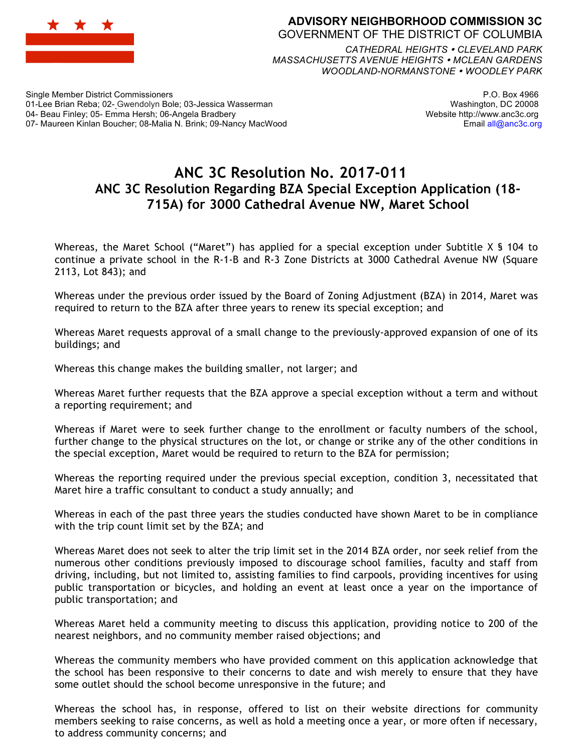**ADVISORY NEIGHBORHOOD COMMISSION 3C**
GOVERNMENT OF THE DISTRICT OF COLUMBIA

*CATHEDRAL HEIGHTS • CLEVELAND PARK*
*MASSACHUSETTS AVENUE HEIGHTS • MCLEAN GARDENS*
*WOODLAND-NORMANSTONE • WOODLEY PARK*

Single Member District Commissioners
01-Lee Brian Reba; 02- Gwendolyn Bole; 03-Jessica Wasserman
04- Beau Finley; 05- Emma Hersh; 06-Angela Bradbery
07- Maureen Kinlan Boucher; 08-Malia N. Brink; 09-Nancy MacWood

P.O. Box 4966
Washington, DC 20008
Website http://www.anc3c.org
Email all@anc3c.org

# ANC 3C Resolution No. 2017-011

## ANC 3C Resolution Regarding BZA Special Exception Application (18-715A) for 3000 Cathedral Avenue NW, Maret School

Whereas, the Maret School ("Maret") has applied for a special exception under Subtitle X § 104 to continue a private school in the R-1-B and R-3 Zone Districts at 3000 Cathedral Avenue NW (Square 2113, Lot 843); and

Whereas under the previous order issued by the Board of Zoning Adjustment (BZA) in 2014, Maret was required to return to the BZA after three years to renew its special exception; and

Whereas Maret requests approval of a small change to the previously-approved expansion of one of its buildings; and

Whereas this change makes the building smaller, not larger; and

Whereas Maret further requests that the BZA approve a special exception without a term and without a reporting requirement; and

Whereas if Maret were to seek further change to the enrollment or faculty numbers of the school, further change to the physical structures on the lot, or change or strike any of the other conditions in the special exception, Maret would be required to return to the BZA for permission;

Whereas the reporting required under the previous special exception, condition 3, necessitated that Maret hire a traffic consultant to conduct a study annually; and

Whereas in each of the past three years the studies conducted have shown Maret to be in compliance with the trip count limit set by the BZA; and

Whereas Maret does not seek to alter the trip limit set in the 2014 BZA order, nor seek relief from the numerous other conditions previously imposed to discourage school families, faculty and staff from driving, including, but not limited to, assisting families to find carpools, providing incentives for using public transportation or bicycles, and holding an event at least once a year on the importance of public transportation; and

Whereas Maret held a community meeting to discuss this application, providing notice to 200 of the nearest neighbors, and no community member raised objections; and

Whereas the community members who have provided comment on this application acknowledge that the school has been responsive to their concerns to date and wish merely to ensure that they have some outlet should the school become unresponsive in the future; and

Whereas the school has, in response, offered to list on their website directions for community members seeking to raise concerns, as well as hold a meeting once a year, or more often if necessary, to address community concerns; and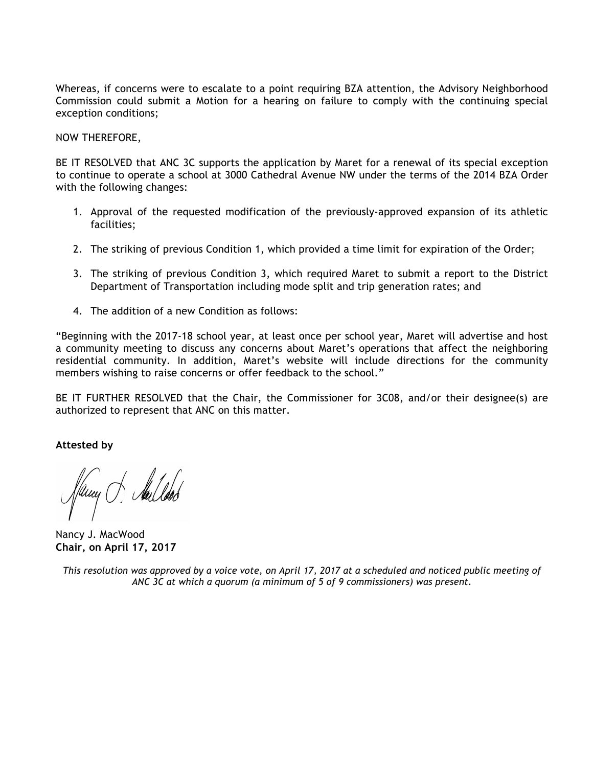Whereas, if concerns were to escalate to a point requiring BZA attention, the Advisory Neighborhood Commission could submit a Motion for a hearing on failure to comply with the continuing special exception conditions;

NOW THEREFORE,

BE IT RESOLVED that ANC 3C supports the application by Maret for a renewal of its special exception to continue to operate a school at 3000 Cathedral Avenue NW under the terms of the 2014 BZA Order with the following changes:

1. Approval of the requested modification of the previously-approved expansion of its athletic facilities;
2. The striking of previous Condition 1, which provided a time limit for expiration of the Order;
3. The striking of previous Condition 3, which required Maret to submit a report to the District Department of Transportation including mode split and trip generation rates; and
4. The addition of a new Condition as follows:

"Beginning with the 2017-18 school year, at least once per school year, Maret will advertise and host a community meeting to discuss any concerns about Maret's operations that affect the neighboring residential community. In addition, Maret's website will include directions for the community members wishing to raise concerns or offer feedback to the school."

BE IT FURTHER RESOLVED that the Chair, the Commissioner for 3C08, and/or their designee(s) are authorized to represent that ANC on this matter.

**Attested by**

Nancy J. MacWood
**Chair, on April 17, 2017**

*This resolution was approved by a voice vote, on April 17, 2017 at a scheduled and noticed public meeting of ANC 3C at which a quorum (a minimum of 5 of 9 commissioners) was present.*